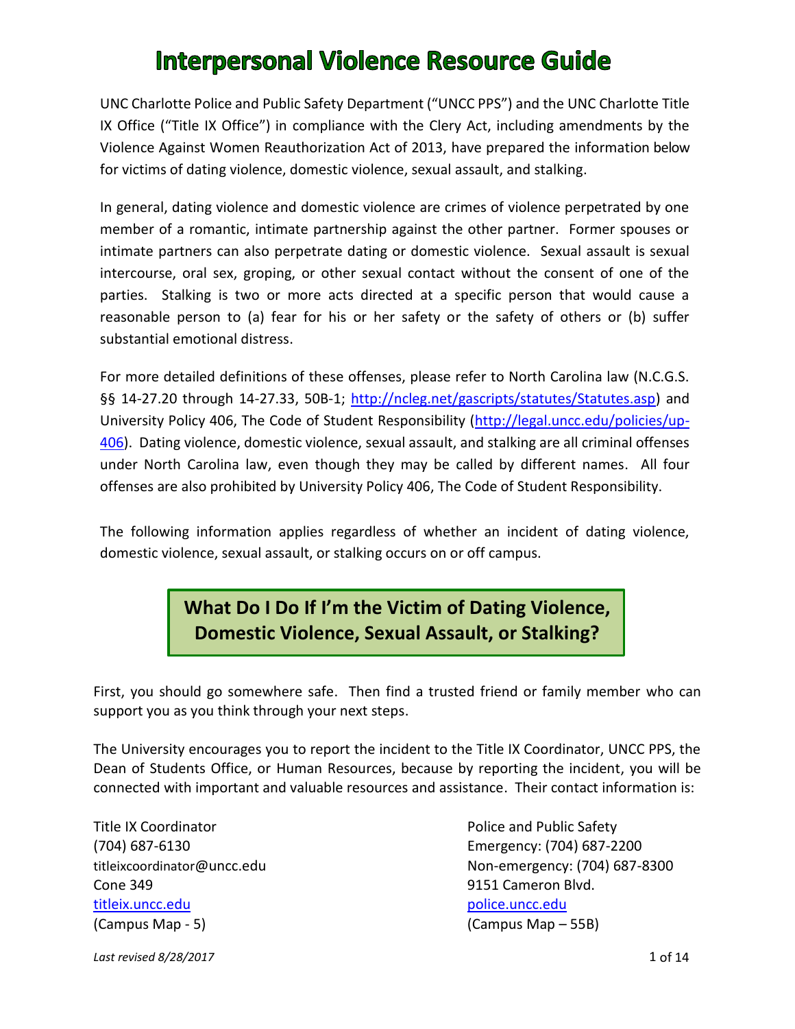# Interpersonal Violence Resource Guide

UNC Charlotte Police and Public Safety Department ("UNCC PPS") and the UNC Charlotte Title IX Office ("Title IX Office") in compliance with the Clery Act, including amendments by the Violence Against Women Reauthorization Act of 2013, have prepared the information below for victims of dating violence, domestic violence, sexual assault, and stalking.

In general, dating violence and domestic violence are crimes of violence perpetrated by one member of a romantic, intimate partnership against the other partner. Former spouses or intimate partners can also perpetrate dating or domestic violence. Sexual assault is sexual intercourse, oral sex, groping, or other sexual contact without the consent of one of the parties. Stalking is two or more acts directed at a specific person that would cause a reasonable person to (a) fear for his or her safety or the safety of others or (b) suffer substantial emotional distress.

For more detailed definitions of these offenses, please refer to North Carolina law (N.C.G.S. §§ 14-27.20 through 14-27.33, 50B-1; http://ncleg.net/gascripts/statutes/Statutes.asp) and University Policy 406, The Code of Student Responsibility (http://legal.uncc.edu/policies/up-406). Dating violence, domestic violence, sexual assault, and stalking are all criminal offenses under North Carolina law, even though they may be called by different names. All four offenses are also prohibited by University Policy 406, The Code of Student Responsibility.

The following information applies regardless of whether an incident of dating violence, domestic violence, sexual assault, or stalking occurs on or off campus.

## What Do I Do If I'm the Victim of Dating Violence, Domestic Violence, Sexual Assault, or Stalking?

First, you should go somewhere safe. Then find a trusted friend or family member who can support you as you think through your next steps.

The University encourages you to report the incident to the Title IX Coordinator, UNCC PPS, the Dean of Students Office, or Human Resources, because by reporting the incident, you will be connected with important and valuable resources and assistance. Their contact information is:

Title IX Coordinator
(704) 687-6130
titleixcoordinator@uncc.edu
Cone 349
titleix.uncc.edu
(Campus Map - 5)

Police and Public Safety
Emergency: (704) 687-2200
Non-emergency: (704) 687-8300
9151 Cameron Blvd.
police.uncc.edu
(Campus Map – 55B)

*Last revised 8/28/2017*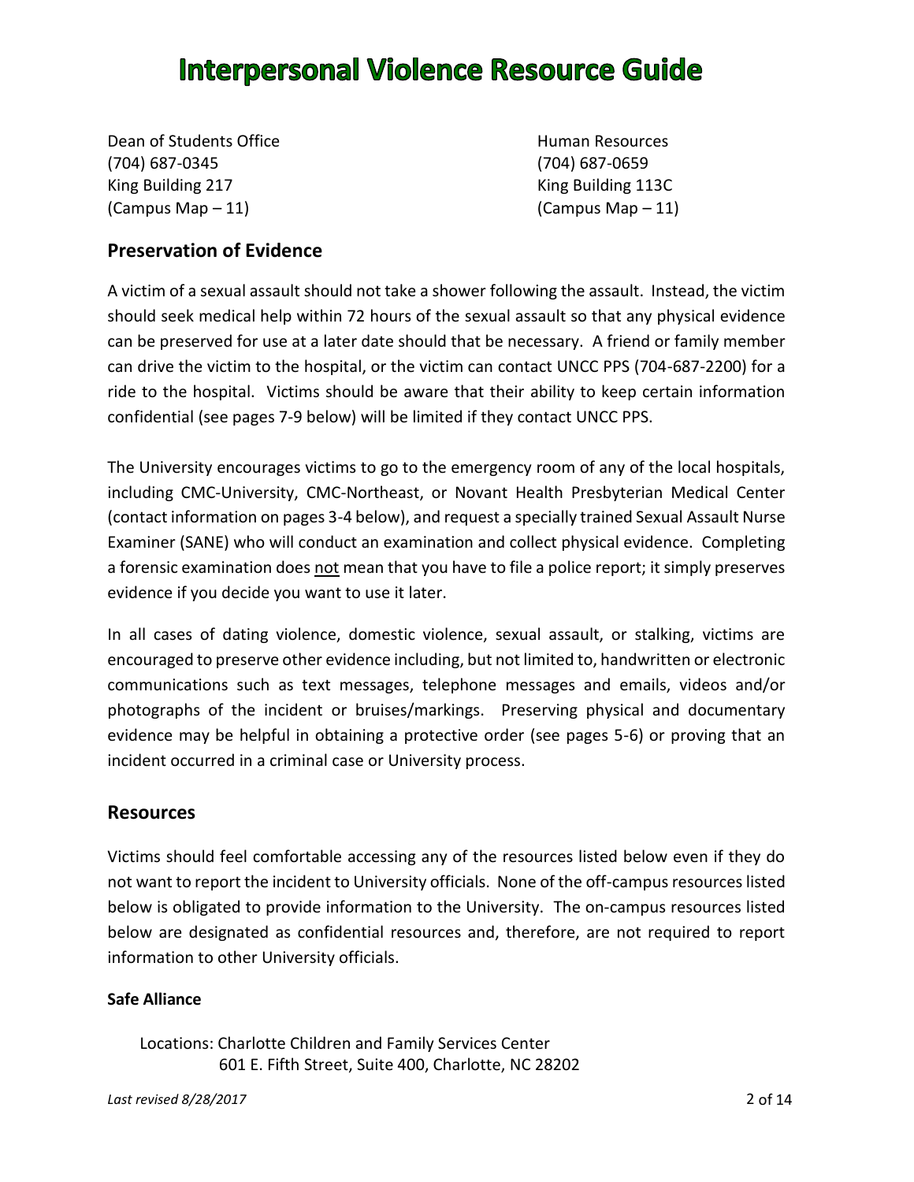Dean of Students Office
(704) 687-0345
King Building 217
(Campus Map – 11)

Human Resources
(704) 687-0659
King Building 113C
(Campus Map – 11)

## Preservation of Evidence

A victim of a sexual assault should not take a shower following the assault. Instead, the victim should seek medical help within 72 hours of the sexual assault so that any physical evidence can be preserved for use at a later date should that be necessary. A friend or family member can drive the victim to the hospital, or the victim can contact UNCC PPS (704-687-2200) for a ride to the hospital. Victims should be aware that their ability to keep certain information confidential (see pages 7-9 below) will be limited if they contact UNCC PPS.

The University encourages victims to go to the emergency room of any of the local hospitals, including CMC-University, CMC-Northeast, or Novant Health Presbyterian Medical Center (contact information on pages 3-4 below), and request a specially trained Sexual Assault Nurse Examiner (SANE) who will conduct an examination and collect physical evidence. Completing a forensic examination does <u>not</u> mean that you have to file a police report; it simply preserves evidence if you decide you want to use it later.

In all cases of dating violence, domestic violence, sexual assault, or stalking, victims are encouraged to preserve other evidence including, but not limited to, handwritten or electronic communications such as text messages, telephone messages and emails, videos and/or photographs of the incident or bruises/markings. Preserving physical and documentary evidence may be helpful in obtaining a protective order (see pages 5-6) or proving that an incident occurred in a criminal case or University process.

## Resources

Victims should feel comfortable accessing any of the resources listed below even if they do not want to report the incident to University officials. None of the off-campus resources listed below is obligated to provide information to the University. The on-campus resources listed below are designated as confidential resources and, therefore, are not required to report information to other University officials.

**Safe Alliance**

Locations: Charlotte Children and Family Services Center
601 E. Fifth Street, Suite 400, Charlotte, NC 28202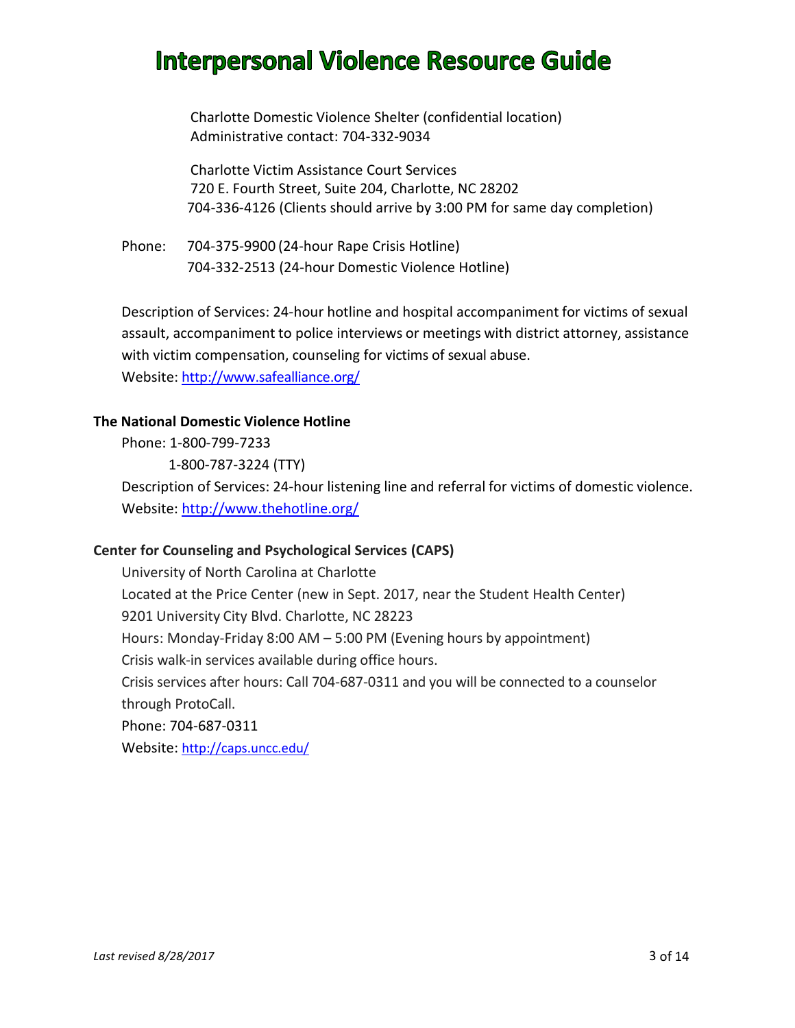Charlotte Domestic Violence Shelter (confidential location)
Administrative contact: 704-332-9034

Charlotte Victim Assistance Court Services
720 E. Fourth Street, Suite 204, Charlotte, NC 28202
704-336-4126 (Clients should arrive by 3:00 PM for same day completion)

Phone: 704-375-9900 (24-hour Rape Crisis Hotline)
704-332-2513 (24-hour Domestic Violence Hotline)

Description of Services: 24-hour hotline and hospital accompaniment for victims of sexual assault, accompaniment to police interviews or meetings with district attorney, assistance with victim compensation, counseling for victims of sexual abuse.
Website: http://www.safealliance.org/

**The National Domestic Violence Hotline**

Phone: 1-800-799-7233
1-800-787-3224 (TTY)
Description of Services: 24-hour listening line and referral for victims of domestic violence.
Website: http://www.thehotline.org/

**Center for Counseling and Psychological Services (CAPS)**

University of North Carolina at Charlotte
Located at the Price Center (new in Sept. 2017, near the Student Health Center)
9201 University City Blvd. Charlotte, NC 28223
Hours: Monday-Friday 8:00 AM – 5:00 PM (Evening hours by appointment)
Crisis walk-in services available during office hours.
Crisis services after hours: Call 704-687-0311 and you will be connected to a counselor through ProtoCall.
Phone: 704-687-0311
Website: http://caps.uncc.edu/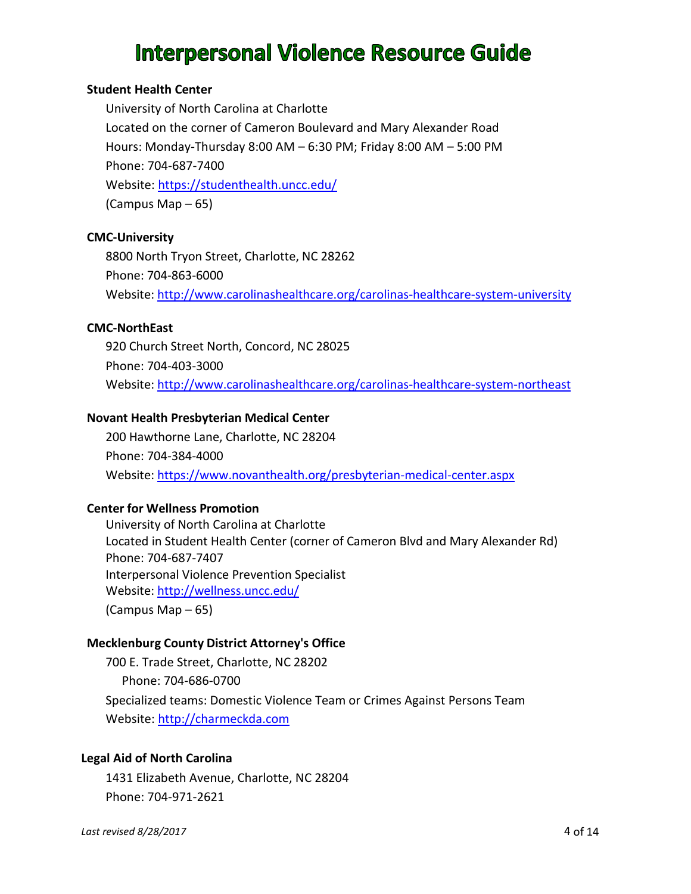# Interpersonal Violence Resource Guide

**Student Health Center**

University of North Carolina at Charlotte
Located on the corner of Cameron Boulevard and Mary Alexander Road
Hours: Monday-Thursday 8:00 AM – 6:30 PM; Friday 8:00 AM – 5:00 PM
Phone: 704-687-7400
Website: https://studenthealth.uncc.edu/
(Campus Map – 65)

**CMC-University**

8800 North Tryon Street, Charlotte, NC 28262
Phone: 704-863-6000
Website: http://www.carolinashealthcare.org/carolinas-healthcare-system-university

**CMC-NorthEast**

920 Church Street North, Concord, NC 28025
Phone: 704-403-3000
Website: http://www.carolinashealthcare.org/carolinas-healthcare-system-northeast

**Novant Health Presbyterian Medical Center**

200 Hawthorne Lane, Charlotte, NC 28204
Phone: 704-384-4000
Website: https://www.novanthealth.org/presbyterian-medical-center.aspx

**Center for Wellness Promotion**

University of North Carolina at Charlotte
Located in Student Health Center (corner of Cameron Blvd and Mary Alexander Rd)
Phone: 704-687-7407
Interpersonal Violence Prevention Specialist
Website: http://wellness.uncc.edu/
(Campus Map – 65)

**Mecklenburg County District Attorney's Office**

700 E. Trade Street, Charlotte, NC 28202
Phone: 704-686-0700
Specialized teams: Domestic Violence Team or Crimes Against Persons Team
Website: http://charmeckda.com

**Legal Aid of North Carolina**

1431 Elizabeth Avenue, Charlotte, NC 28204
Phone: 704-971-2621

*Last revised 8/28/2017*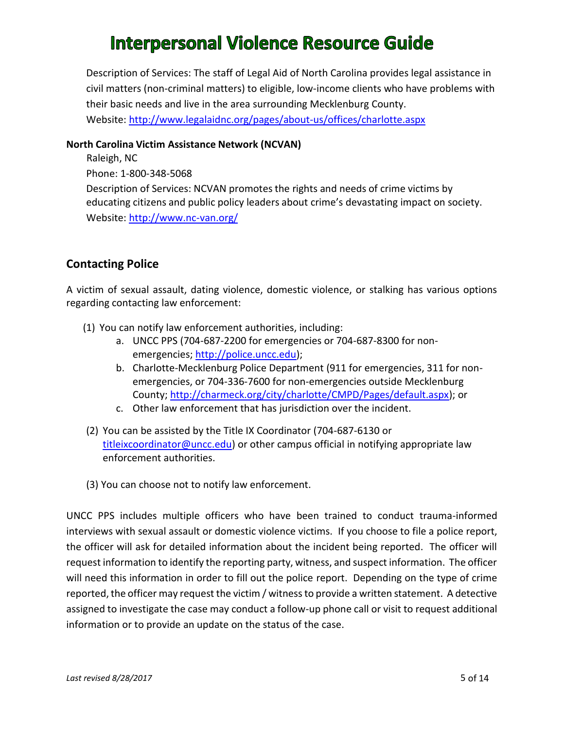Description of Services: The staff of Legal Aid of North Carolina provides legal assistance in civil matters (non-criminal matters) to eligible, low-income clients who have problems with their basic needs and live in the area surrounding Mecklenburg County.
Website: http://www.legalaidnc.org/pages/about-us/offices/charlotte.aspx

**North Carolina Victim Assistance Network (NCVAN)**

Raleigh, NC
Phone: 1-800-348-5068
Description of Services: NCVAN promotes the rights and needs of crime victims by educating citizens and public policy leaders about crime's devastating impact on society.
Website: http://www.nc-van.org/

## Contacting Police

A victim of sexual assault, dating violence, domestic violence, or stalking has various options regarding contacting law enforcement:

(1) You can notify law enforcement authorities, including:
   a. UNCC PPS (704-687-2200 for emergencies or 704-687-8300 for non-emergencies; http://police.uncc.edu);
   b. Charlotte-Mecklenburg Police Department (911 for emergencies, 311 for non-emergencies, or 704-336-7600 for non-emergencies outside Mecklenburg County; http://charmeck.org/city/charlotte/CMPD/Pages/default.aspx); or
   c. Other law enforcement that has jurisdiction over the incident.

(2) You can be assisted by the Title IX Coordinator (704-687-6130 or titleixcoordinator@uncc.edu) or other campus official in notifying appropriate law enforcement authorities.

(3) You can choose not to notify law enforcement.

UNCC PPS includes multiple officers who have been trained to conduct trauma-informed interviews with sexual assault or domestic violence victims. If you choose to file a police report, the officer will ask for detailed information about the incident being reported. The officer will request information to identify the reporting party, witness, and suspect information. The officer will need this information in order to fill out the police report. Depending on the type of crime reported, the officer may request the victim / witness to provide a written statement. A detective assigned to investigate the case may conduct a follow-up phone call or visit to request additional information or to provide an update on the status of the case.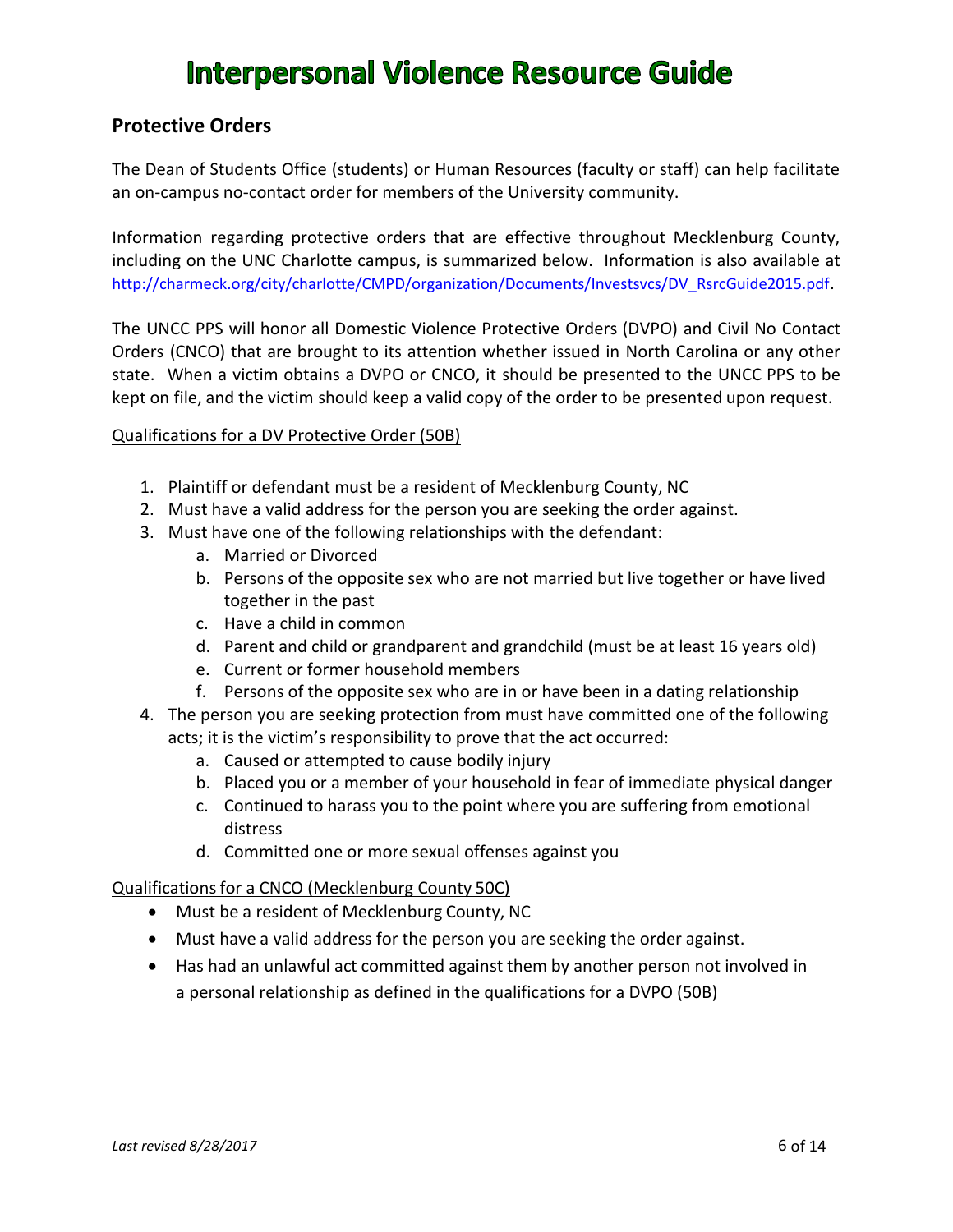# Interpersonal Violence Resource Guide

## Protective Orders

The Dean of Students Office (students) or Human Resources (faculty or staff) can help facilitate an on-campus no-contact order for members of the University community.

Information regarding protective orders that are effective throughout Mecklenburg County, including on the UNC Charlotte campus, is summarized below. Information is also available at http://charmeck.org/city/charlotte/CMPD/organization/Documents/Investsvcs/DV_RsrcGuide2015.pdf.

The UNCC PPS will honor all Domestic Violence Protective Orders (DVPO) and Civil No Contact Orders (CNCO) that are brought to its attention whether issued in North Carolina or any other state. When a victim obtains a DVPO or CNCO, it should be presented to the UNCC PPS to be kept on file, and the victim should keep a valid copy of the order to be presented upon request.

Qualifications for a DV Protective Order (50B)

1. Plaintiff or defendant must be a resident of Mecklenburg County, NC
2. Must have a valid address for the person you are seeking the order against.
3. Must have one of the following relationships with the defendant:
   a. Married or Divorced
   b. Persons of the opposite sex who are not married but live together or have lived together in the past
   c. Have a child in common
   d. Parent and child or grandparent and grandchild (must be at least 16 years old)
   e. Current or former household members
   f. Persons of the opposite sex who are in or have been in a dating relationship
4. The person you are seeking protection from must have committed one of the following acts; it is the victim's responsibility to prove that the act occurred:
   a. Caused or attempted to cause bodily injury
   b. Placed you or a member of your household in fear of immediate physical danger
   c. Continued to harass you to the point where you are suffering from emotional distress
   d. Committed one or more sexual offenses against you

Qualifications for a CNCO (Mecklenburg County 50C)

- Must be a resident of Mecklenburg County, NC
- Must have a valid address for the person you are seeking the order against.
- Has had an unlawful act committed against them by another person not involved in a personal relationship as defined in the qualifications for a DVPO (50B)

*Last revised 8/28/2017*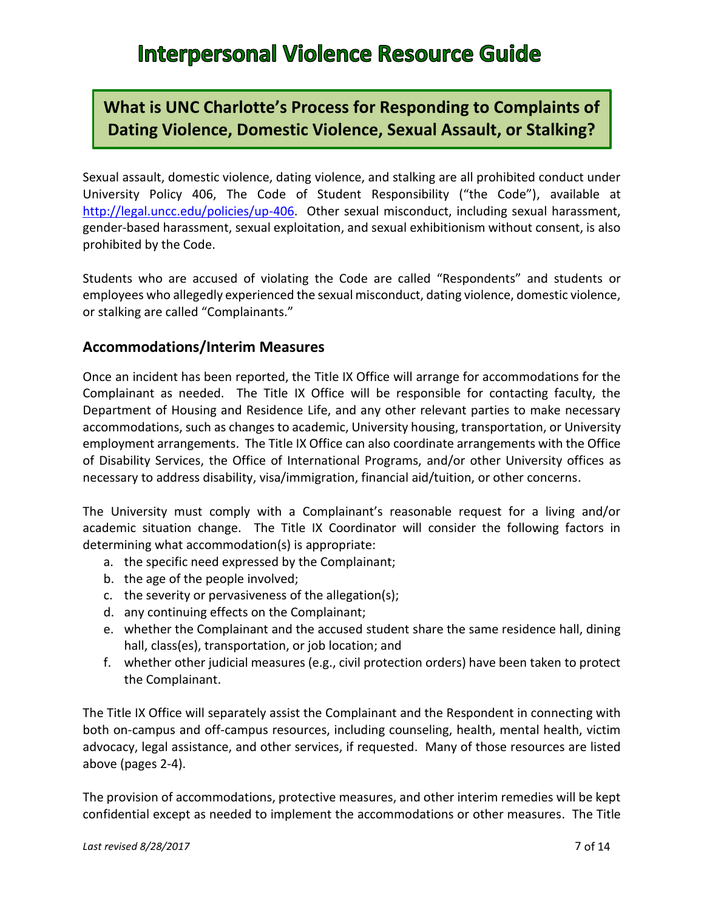## What is UNC Charlotte's Process for Responding to Complaints of Dating Violence, Domestic Violence, Sexual Assault, or Stalking?

Sexual assault, domestic violence, dating violence, and stalking are all prohibited conduct under University Policy 406, The Code of Student Responsibility ("the Code"), available at http://legal.uncc.edu/policies/up-406. Other sexual misconduct, including sexual harassment, gender-based harassment, sexual exploitation, and sexual exhibitionism without consent, is also prohibited by the Code.

Students who are accused of violating the Code are called "Respondents" and students or employees who allegedly experienced the sexual misconduct, dating violence, domestic violence, or stalking are called "Complainants."

### Accommodations/Interim Measures

Once an incident has been reported, the Title IX Office will arrange for accommodations for the Complainant as needed. The Title IX Office will be responsible for contacting faculty, the Department of Housing and Residence Life, and any other relevant parties to make necessary accommodations, such as changes to academic, University housing, transportation, or University employment arrangements. The Title IX Office can also coordinate arrangements with the Office of Disability Services, the Office of International Programs, and/or other University offices as necessary to address disability, visa/immigration, financial aid/tuition, or other concerns.

The University must comply with a Complainant's reasonable request for a living and/or academic situation change. The Title IX Coordinator will consider the following factors in determining what accommodation(s) is appropriate:

a. the specific need expressed by the Complainant;
b. the age of the people involved;
c. the severity or pervasiveness of the allegation(s);
d. any continuing effects on the Complainant;
e. whether the Complainant and the accused student share the same residence hall, dining hall, class(es), transportation, or job location; and
f. whether other judicial measures (e.g., civil protection orders) have been taken to protect the Complainant.

The Title IX Office will separately assist the Complainant and the Respondent in connecting with both on-campus and off-campus resources, including counseling, health, mental health, victim advocacy, legal assistance, and other services, if requested. Many of those resources are listed above (pages 2-4).

The provision of accommodations, protective measures, and other interim remedies will be kept confidential except as needed to implement the accommodations or other measures. The Title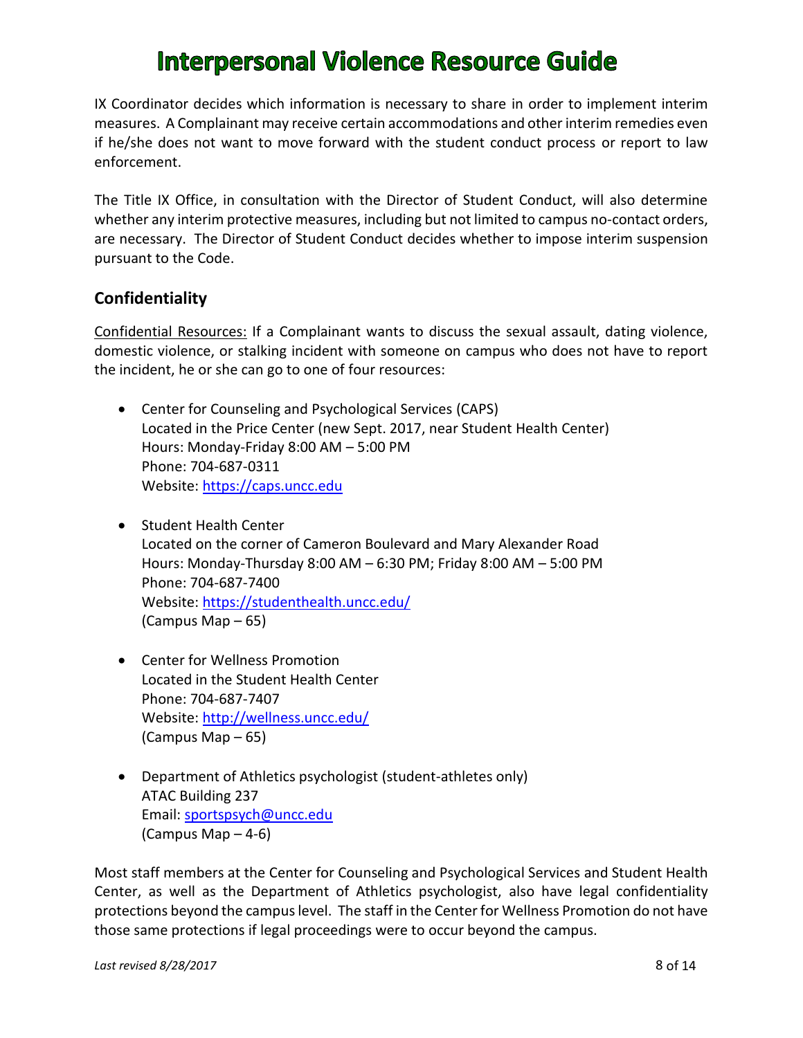IX Coordinator decides which information is necessary to share in order to implement interim measures. A Complainant may receive certain accommodations and other interim remedies even if he/she does not want to move forward with the student conduct process or report to law enforcement.

The Title IX Office, in consultation with the Director of Student Conduct, will also determine whether any interim protective measures, including but not limited to campus no-contact orders, are necessary. The Director of Student Conduct decides whether to impose interim suspension pursuant to the Code.

## Confidentiality

Confidential Resources: If a Complainant wants to discuss the sexual assault, dating violence, domestic violence, or stalking incident with someone on campus who does not have to report the incident, he or she can go to one of four resources:

- Center for Counseling and Psychological Services (CAPS)
  Located in the Price Center (new Sept. 2017, near Student Health Center)
  Hours: Monday-Friday 8:00 AM – 5:00 PM
  Phone: 704-687-0311
  Website: https://caps.uncc.edu

- Student Health Center
  Located on the corner of Cameron Boulevard and Mary Alexander Road
  Hours: Monday-Thursday 8:00 AM – 6:30 PM; Friday 8:00 AM – 5:00 PM
  Phone: 704-687-7400
  Website: https://studenthealth.uncc.edu/
  (Campus Map – 65)

- Center for Wellness Promotion
  Located in the Student Health Center
  Phone: 704-687-7407
  Website: http://wellness.uncc.edu/
  (Campus Map – 65)

- Department of Athletics psychologist (student-athletes only)
  ATAC Building 237
  Email: sportspsych@uncc.edu
  (Campus Map – 4-6)

Most staff members at the Center for Counseling and Psychological Services and Student Health Center, as well as the Department of Athletics psychologist, also have legal confidentiality protections beyond the campus level. The staff in the Center for Wellness Promotion do not have those same protections if legal proceedings were to occur beyond the campus.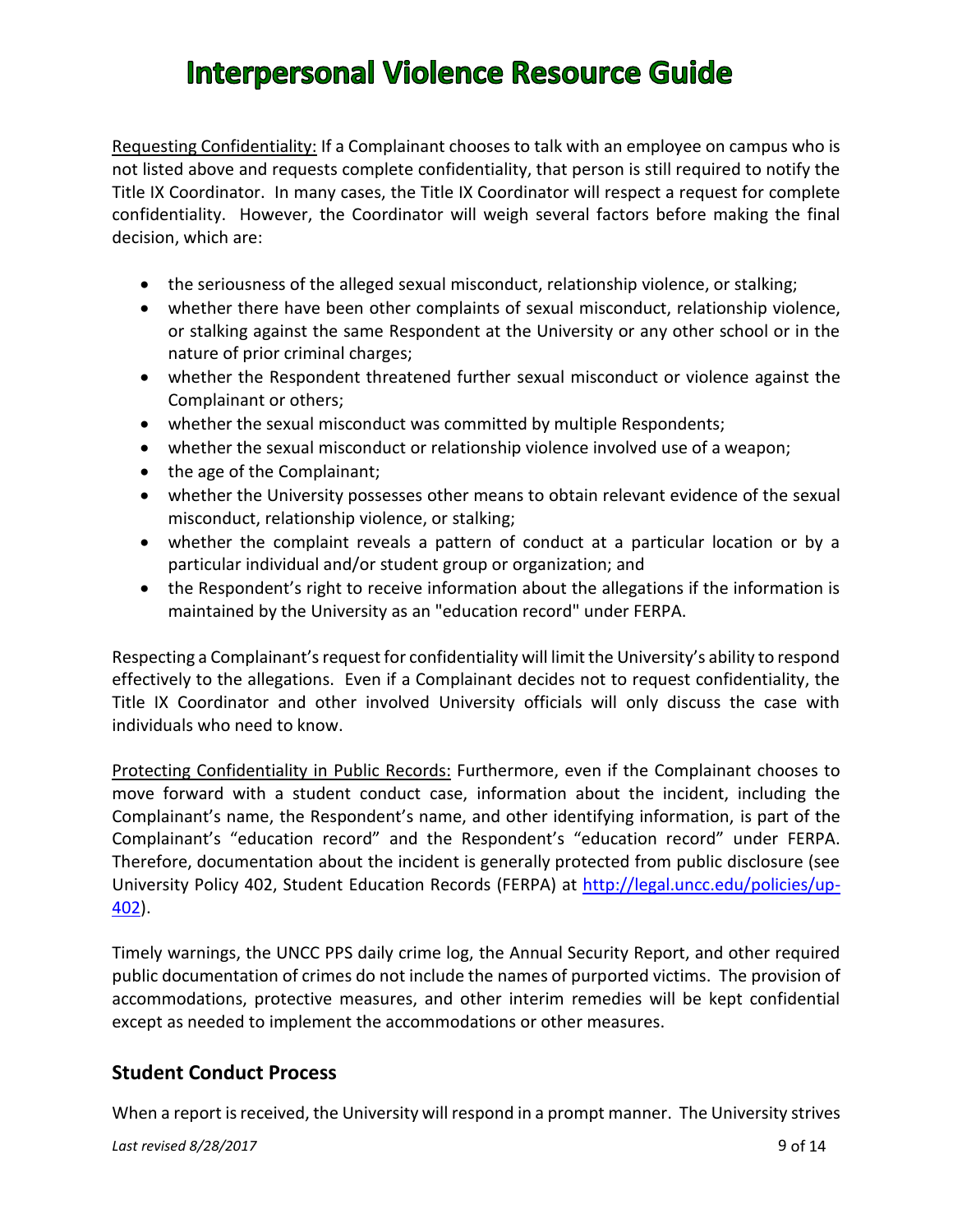Requesting Confidentiality: If a Complainant chooses to talk with an employee on campus who is not listed above and requests complete confidentiality, that person is still required to notify the Title IX Coordinator. In many cases, the Title IX Coordinator will respect a request for complete confidentiality. However, the Coordinator will weigh several factors before making the final decision, which are:

- the seriousness of the alleged sexual misconduct, relationship violence, or stalking;
- whether there have been other complaints of sexual misconduct, relationship violence, or stalking against the same Respondent at the University or any other school or in the nature of prior criminal charges;
- whether the Respondent threatened further sexual misconduct or violence against the Complainant or others;
- whether the sexual misconduct was committed by multiple Respondents;
- whether the sexual misconduct or relationship violence involved use of a weapon;
- the age of the Complainant;
- whether the University possesses other means to obtain relevant evidence of the sexual misconduct, relationship violence, or stalking;
- whether the complaint reveals a pattern of conduct at a particular location or by a particular individual and/or student group or organization; and
- the Respondent's right to receive information about the allegations if the information is maintained by the University as an "education record" under FERPA.

Respecting a Complainant's request for confidentiality will limit the University's ability to respond effectively to the allegations. Even if a Complainant decides not to request confidentiality, the Title IX Coordinator and other involved University officials will only discuss the case with individuals who need to know.

Protecting Confidentiality in Public Records: Furthermore, even if the Complainant chooses to move forward with a student conduct case, information about the incident, including the Complainant's name, the Respondent's name, and other identifying information, is part of the Complainant's "education record" and the Respondent's "education record" under FERPA. Therefore, documentation about the incident is generally protected from public disclosure (see University Policy 402, Student Education Records (FERPA) at [http://legal.uncc.edu/policies/up-402](http://legal.uncc.edu/policies/up-402)).

Timely warnings, the UNCC PPS daily crime log, the Annual Security Report, and other required public documentation of crimes do not include the names of purported victims. The provision of accommodations, protective measures, and other interim remedies will be kept confidential except as needed to implement the accommodations or other measures.

## Student Conduct Process

When a report is received, the University will respond in a prompt manner. The University strives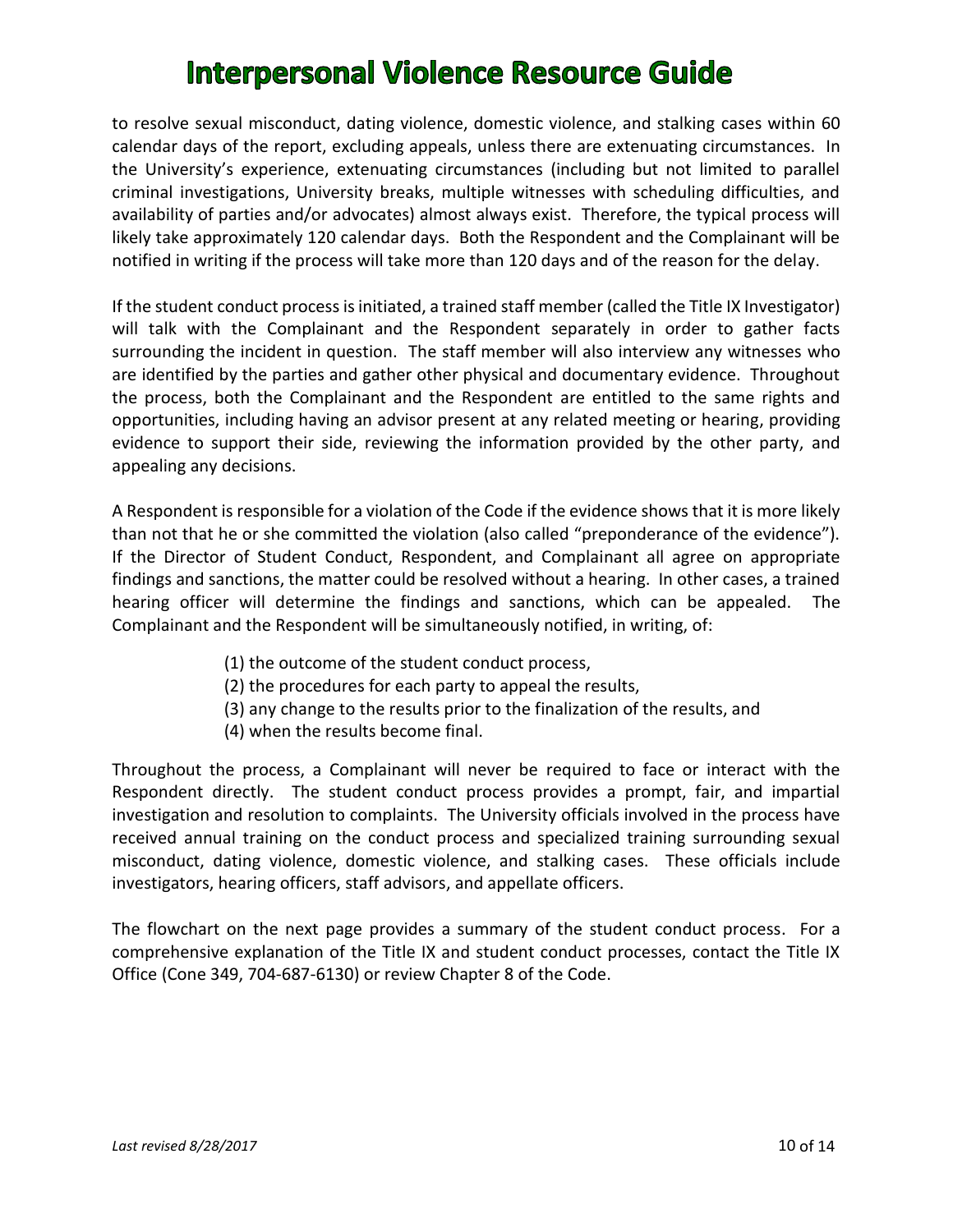to resolve sexual misconduct, dating violence, domestic violence, and stalking cases within 60 calendar days of the report, excluding appeals, unless there are extenuating circumstances. In the University's experience, extenuating circumstances (including but not limited to parallel criminal investigations, University breaks, multiple witnesses with scheduling difficulties, and availability of parties and/or advocates) almost always exist. Therefore, the typical process will likely take approximately 120 calendar days. Both the Respondent and the Complainant will be notified in writing if the process will take more than 120 days and of the reason for the delay.

If the student conduct process is initiated, a trained staff member (called the Title IX Investigator) will talk with the Complainant and the Respondent separately in order to gather facts surrounding the incident in question. The staff member will also interview any witnesses who are identified by the parties and gather other physical and documentary evidence. Throughout the process, both the Complainant and the Respondent are entitled to the same rights and opportunities, including having an advisor present at any related meeting or hearing, providing evidence to support their side, reviewing the information provided by the other party, and appealing any decisions.

A Respondent is responsible for a violation of the Code if the evidence shows that it is more likely than not that he or she committed the violation (also called "preponderance of the evidence"). If the Director of Student Conduct, Respondent, and Complainant all agree on appropriate findings and sanctions, the matter could be resolved without a hearing. In other cases, a trained hearing officer will determine the findings and sanctions, which can be appealed. The Complainant and the Respondent will be simultaneously notified, in writing, of:

(1) the outcome of the student conduct process,
(2) the procedures for each party to appeal the results,
(3) any change to the results prior to the finalization of the results, and
(4) when the results become final.

Throughout the process, a Complainant will never be required to face or interact with the Respondent directly. The student conduct process provides a prompt, fair, and impartial investigation and resolution to complaints. The University officials involved in the process have received annual training on the conduct process and specialized training surrounding sexual misconduct, dating violence, domestic violence, and stalking cases. These officials include investigators, hearing officers, staff advisors, and appellate officers.

The flowchart on the next page provides a summary of the student conduct process. For a comprehensive explanation of the Title IX and student conduct processes, contact the Title IX Office (Cone 349, 704-687-6130) or review Chapter 8 of the Code.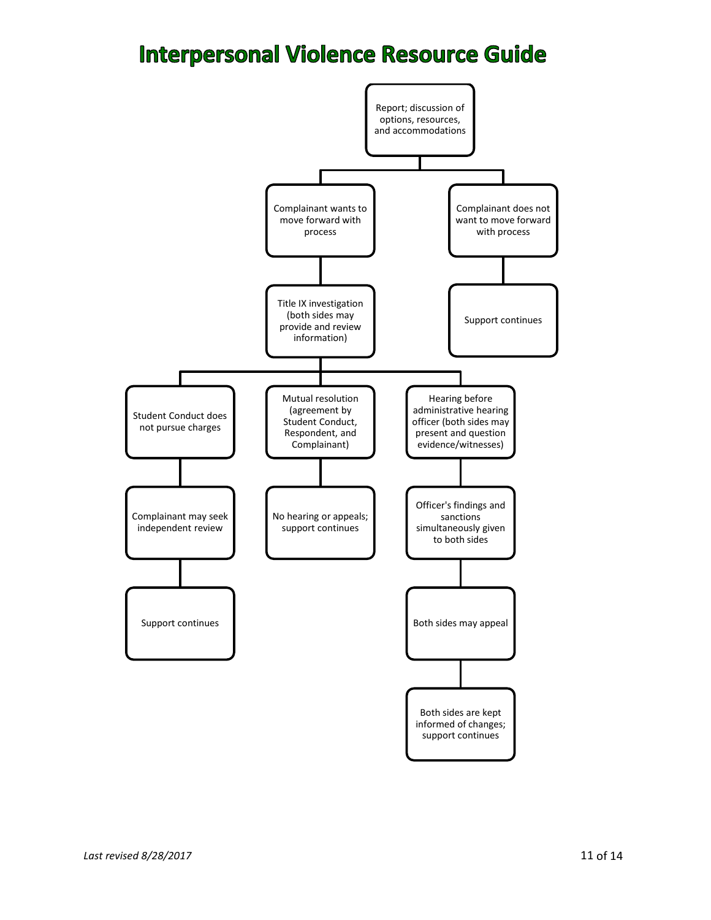# Interpersonal Violence Resource Guide

- Report; discussion of options, resources, and accommodations
  - Complainant wants to move forward with process
    - Title IX investigation (both sides may provide and review information)
      - Student Conduct does not pursue charges
        - Complainant may seek independent review
          - Support continues
      - Mutual resolution (agreement by Student Conduct, Respondent, and Complainant)
        - No hearing or appeals; support continues
      - Hearing before administrative hearing officer (both sides may present and question evidence/witnesses)
        - Officer's findings and sanctions simultaneously given to both sides
          - Both sides may appeal
            - Both sides are kept informed of changes; support continues
  - Complainant does not want to move forward with process
    - Support continues

*Last revised 8/28/2017*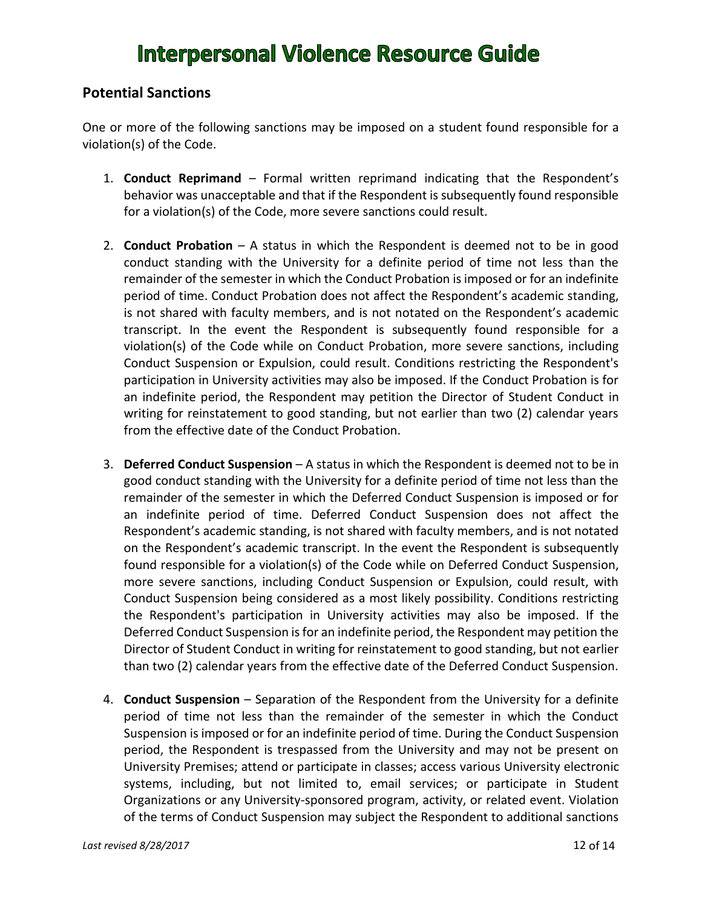## Potential Sanctions

One or more of the following sanctions may be imposed on a student found responsible for a violation(s) of the Code.

1. **Conduct Reprimand** – Formal written reprimand indicating that the Respondent's behavior was unacceptable and that if the Respondent is subsequently found responsible for a violation(s) of the Code, more severe sanctions could result.

2. **Conduct Probation** – A status in which the Respondent is deemed not to be in good conduct standing with the University for a definite period of time not less than the remainder of the semester in which the Conduct Probation is imposed or for an indefinite period of time. Conduct Probation does not affect the Respondent's academic standing, is not shared with faculty members, and is not notated on the Respondent's academic transcript. In the event the Respondent is subsequently found responsible for a violation(s) of the Code while on Conduct Probation, more severe sanctions, including Conduct Suspension or Expulsion, could result. Conditions restricting the Respondent's participation in University activities may also be imposed. If the Conduct Probation is for an indefinite period, the Respondent may petition the Director of Student Conduct in writing for reinstatement to good standing, but not earlier than two (2) calendar years from the effective date of the Conduct Probation.

3. **Deferred Conduct Suspension** – A status in which the Respondent is deemed not to be in good conduct standing with the University for a definite period of time not less than the remainder of the semester in which the Deferred Conduct Suspension is imposed or for an indefinite period of time. Deferred Conduct Suspension does not affect the Respondent's academic standing, is not shared with faculty members, and is not notated on the Respondent's academic transcript. In the event the Respondent is subsequently found responsible for a violation(s) of the Code while on Deferred Conduct Suspension, more severe sanctions, including Conduct Suspension or Expulsion, could result, with Conduct Suspension being considered as a most likely possibility. Conditions restricting the Respondent's participation in University activities may also be imposed. If the Deferred Conduct Suspension is for an indefinite period, the Respondent may petition the Director of Student Conduct in writing for reinstatement to good standing, but not earlier than two (2) calendar years from the effective date of the Deferred Conduct Suspension.

4. **Conduct Suspension** – Separation of the Respondent from the University for a definite period of time not less than the remainder of the semester in which the Conduct Suspension is imposed or for an indefinite period of time. During the Conduct Suspension period, the Respondent is trespassed from the University and may not be present on University Premises; attend or participate in classes; access various University electronic systems, including, but not limited to, email services; or participate in Student Organizations or any University-sponsored program, activity, or related event. Violation of the terms of Conduct Suspension may subject the Respondent to additional sanctions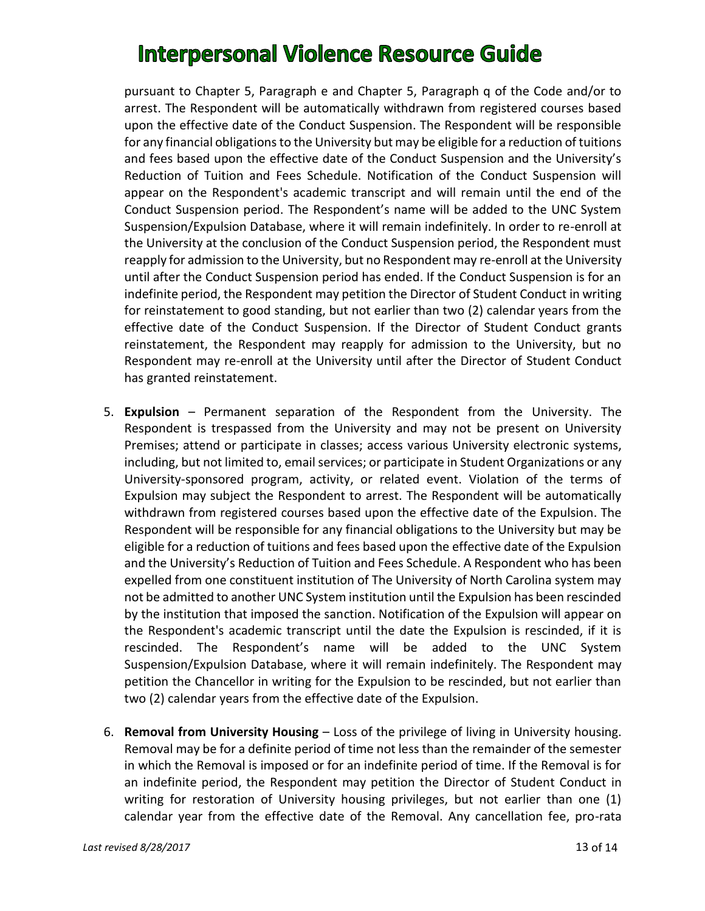pursuant to Chapter 5, Paragraph e and Chapter 5, Paragraph q of the Code and/or to arrest. The Respondent will be automatically withdrawn from registered courses based upon the effective date of the Conduct Suspension. The Respondent will be responsible for any financial obligations to the University but may be eligible for a reduction of tuitions and fees based upon the effective date of the Conduct Suspension and the University's Reduction of Tuition and Fees Schedule. Notification of the Conduct Suspension will appear on the Respondent's academic transcript and will remain until the end of the Conduct Suspension period. The Respondent's name will be added to the UNC System Suspension/Expulsion Database, where it will remain indefinitely. In order to re-enroll at the University at the conclusion of the Conduct Suspension period, the Respondent must reapply for admission to the University, but no Respondent may re-enroll at the University until after the Conduct Suspension period has ended. If the Conduct Suspension is for an indefinite period, the Respondent may petition the Director of Student Conduct in writing for reinstatement to good standing, but not earlier than two (2) calendar years from the effective date of the Conduct Suspension. If the Director of Student Conduct grants reinstatement, the Respondent may reapply for admission to the University, but no Respondent may re-enroll at the University until after the Director of Student Conduct has granted reinstatement.

5. **Expulsion** – Permanent separation of the Respondent from the University. The Respondent is trespassed from the University and may not be present on University Premises; attend or participate in classes; access various University electronic systems, including, but not limited to, email services; or participate in Student Organizations or any University-sponsored program, activity, or related event. Violation of the terms of Expulsion may subject the Respondent to arrest. The Respondent will be automatically withdrawn from registered courses based upon the effective date of the Expulsion. The Respondent will be responsible for any financial obligations to the University but may be eligible for a reduction of tuitions and fees based upon the effective date of the Expulsion and the University's Reduction of Tuition and Fees Schedule. A Respondent who has been expelled from one constituent institution of The University of North Carolina system may not be admitted to another UNC System institution until the Expulsion has been rescinded by the institution that imposed the sanction. Notification of the Expulsion will appear on the Respondent's academic transcript until the date the Expulsion is rescinded, if it is rescinded. The Respondent's name will be added to the UNC System Suspension/Expulsion Database, where it will remain indefinitely. The Respondent may petition the Chancellor in writing for the Expulsion to be rescinded, but not earlier than two (2) calendar years from the effective date of the Expulsion.

6. **Removal from University Housing** – Loss of the privilege of living in University housing. Removal may be for a definite period of time not less than the remainder of the semester in which the Removal is imposed or for an indefinite period of time. If the Removal is for an indefinite period, the Respondent may petition the Director of Student Conduct in writing for restoration of University housing privileges, but not earlier than one (1) calendar year from the effective date of the Removal. Any cancellation fee, pro-rata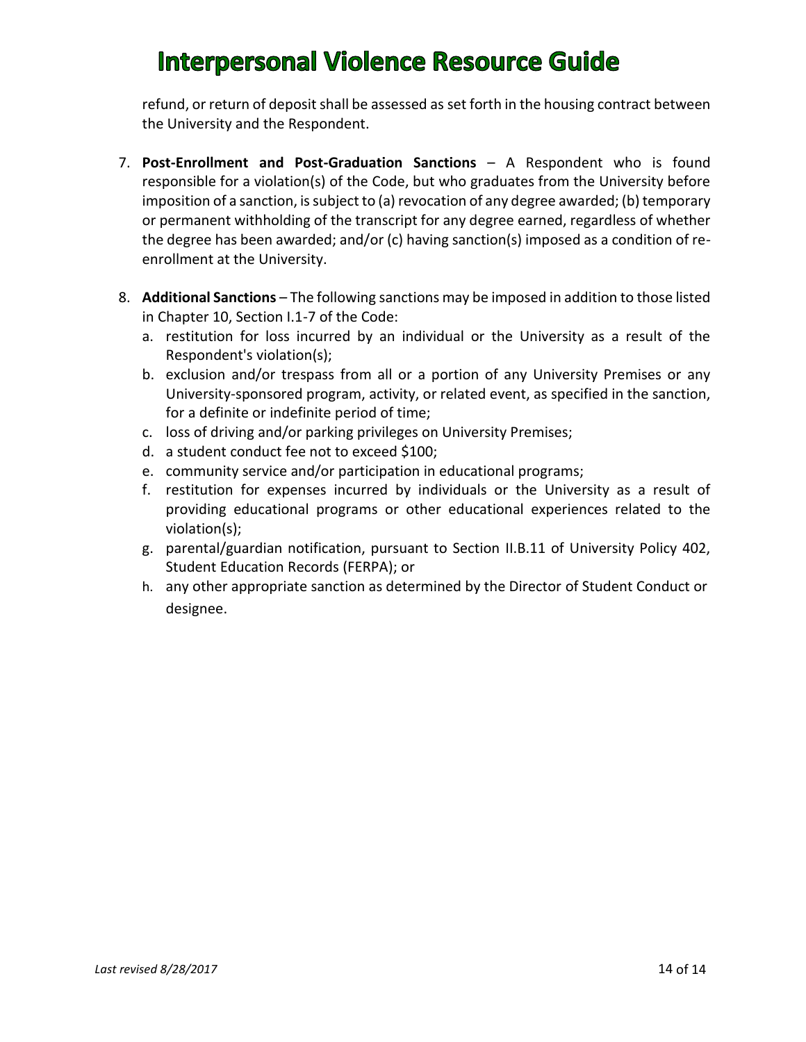refund, or return of deposit shall be assessed as set forth in the housing contract between the University and the Respondent.

7. **Post-Enrollment and Post-Graduation Sanctions** – A Respondent who is found responsible for a violation(s) of the Code, but who graduates from the University before imposition of a sanction, is subject to (a) revocation of any degree awarded; (b) temporary or permanent withholding of the transcript for any degree earned, regardless of whether the degree has been awarded; and/or (c) having sanction(s) imposed as a condition of re-enrollment at the University.

8. **Additional Sanctions** – The following sanctions may be imposed in addition to those listed in Chapter 10, Section I.1-7 of the Code:
   a. restitution for loss incurred by an individual or the University as a result of the Respondent's violation(s);
   b. exclusion and/or trespass from all or a portion of any University Premises or any University-sponsored program, activity, or related event, as specified in the sanction, for a definite or indefinite period of time;
   c. loss of driving and/or parking privileges on University Premises;
   d. a student conduct fee not to exceed $100;
   e. community service and/or participation in educational programs;
   f. restitution for expenses incurred by individuals or the University as a result of providing educational programs or other educational experiences related to the violation(s);
   g. parental/guardian notification, pursuant to Section II.B.11 of University Policy 402, Student Education Records (FERPA); or
   h. any other appropriate sanction as determined by the Director of Student Conduct or designee.

*Last revised 8/28/2017*